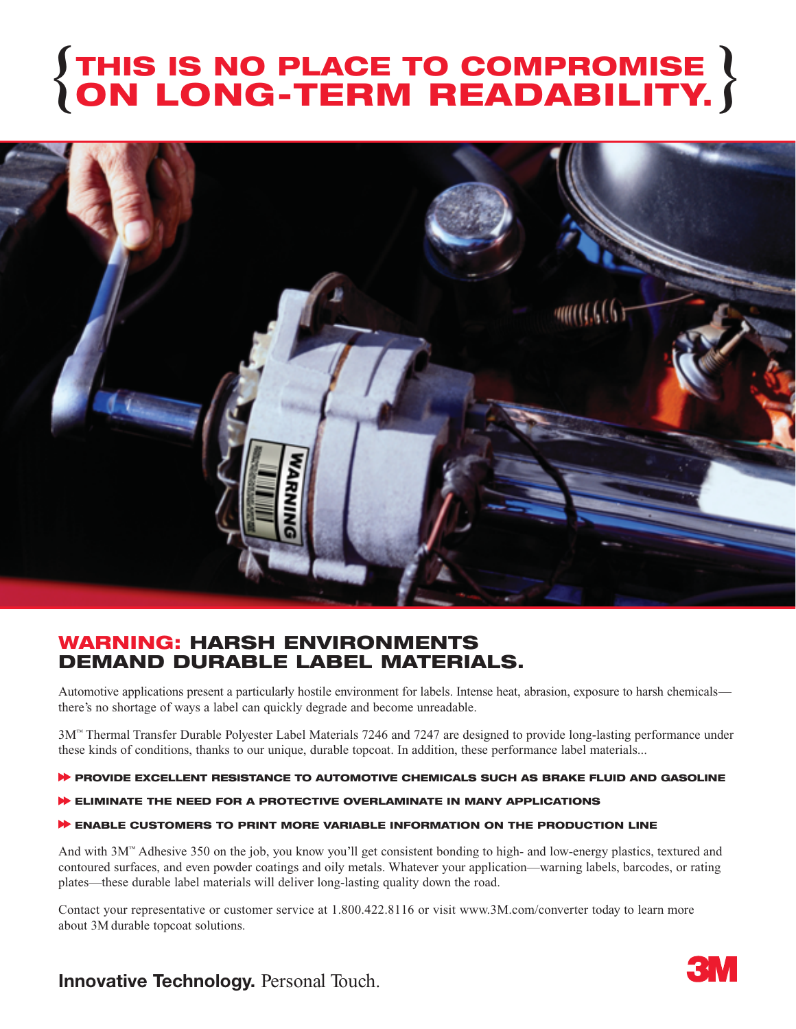# {THIS IS NO PLACE TO COMPROMISE ON LONG-TERM READABILITY.}

## WARNING: HARSH ENVIRONMENTS DEMAND DURABLE LABEL MATERIALS.

Automotive applications present a particularly hostile environment for labels. Intense heat, abrasion, exposure to harsh chemicals—there's no shortage of ways a label can quickly degrade and become unreadable.

3M™ Thermal Transfer Durable Polyester Label Materials 7246 and 7247 are designed to provide long-lasting performance under these kinds of conditions, thanks to our unique, durable topcoat. In addition, these performance label materials...

- **PROVIDE EXCELLENT RESISTANCE TO AUTOMOTIVE CHEMICALS SUCH AS BRAKE FLUID AND GASOLINE**
- **ELIMINATE THE NEED FOR A PROTECTIVE OVERLAMINATE IN MANY APPLICATIONS**
- **ENABLE CUSTOMERS TO PRINT MORE VARIABLE INFORMATION ON THE PRODUCTION LINE**

And with 3M™ Adhesive 350 on the job, you know you'll get consistent bonding to high- and low-energy plastics, textured and contoured surfaces, and even powder coatings and oily metals. Whatever your application—warning labels, barcodes, or rating plates—these durable label materials will deliver long-lasting quality down the road.

Contact your representative or customer service at 1.800.422.8116 or visit www.3M.com/converter today to learn more about 3M durable topcoat solutions.

**Innovative Technology.** Personal Touch.

3M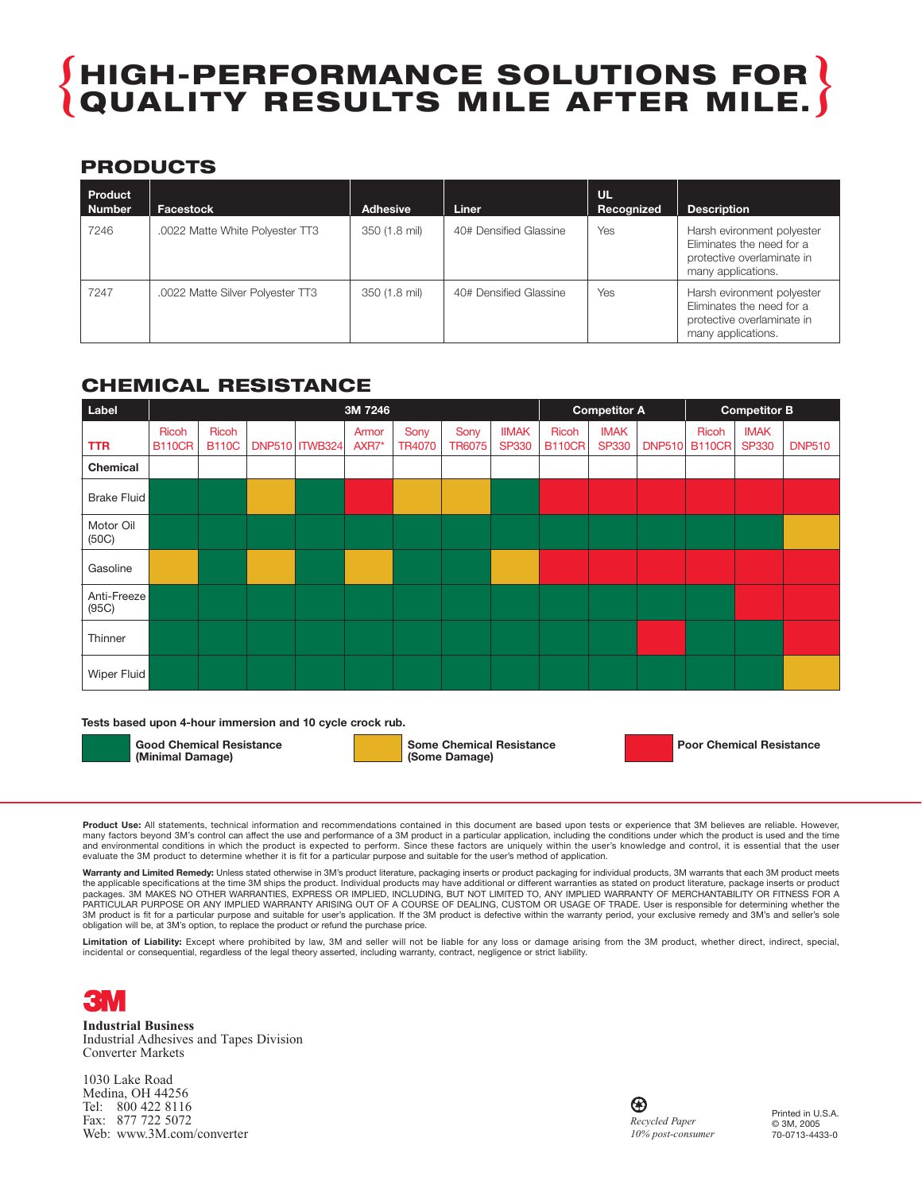# HIGH-PERFORMANCE SOLUTIONS FOR QUALITY RESULTS MILE AFTER MILE.

## PRODUCTS

| Product Number | Facestock | Adhesive | Liner | UL Recognized | Description |
|---|---|---|---|---|---|
| 7246 | .0022 Matte White Polyester TT3 | 350 (1.8 mil) | 40# Densified Glassine | Yes | Harsh evironment polyester Eliminates the need for a protective overlaminate in many applications. |
| 7247 | .0022 Matte Silver Polyester TT3 | 350 (1.8 mil) | 40# Densified Glassine | Yes | Harsh evironment polyester Eliminates the need for a protective overlaminate in many applications. |

## CHEMICAL RESISTANCE

| Label | 3M 7246 | | | | | | | | Competitor A | | | Competitor B | | |
|---|---|---|---|---|---|---|---|---|---|---|---|---|---|---|
| **TTR** | Ricoh B110CR | Ricoh B110C | DNP510 | ITWB324 | Armor AXR7* | Sony TR4070 | Sony TR6075 | IIMAK SP330 | Ricoh B110CR | IMAK SP330 | DNP510 | Ricoh B110CR | IMAK SP330 | DNP510 |
| **Chemical** | | | | | | | | | | | | | | |
| Brake Fluid | Good | Good | Some | Good | Poor | Some | Some | Good | Poor | Poor | Poor | Poor | Poor | Poor |
| Motor Oil (50C) | Good | Good | Good | Good | Good | Good | Good | Good | Good | Good | Good | Good | Good | Some |
| Gasoline | Some | Good | Some | Good | Some | Good | Good | Some | Poor | Poor | Poor | Poor | Poor | Poor |
| Anti-Freeze (95C) | Good | Good | Good | Good | Good | Good | Good | Good | Good | Good | Good | Good | Poor | Poor |
| Thinner | Good | Good | Good | Good | Good | Good | Good | Good | Good | Good | Poor | Good | Good | Poor |
| Wiper Fluid | Good | Good | Good | Good | Good | Good | Good | Good | Good | Good | Good | Good | Good | Some |

**Tests based upon 4-hour immersion and 10 cycle crock rub.**

**Good Chemical Resistance (Minimal Damage)** — **Some Chemical Resistance (Some Damage)** — **Poor Chemical Resistance**

**Product Use:** All statements, technical information and recommendations contained in this document are based upon tests or experience that 3M believes are reliable. However, many factors beyond 3M's control can affect the use and performance of a 3M product in a particular application, including the conditions under which the product is used and the time and environmental conditions in which the product is expected to perform. Since these factors are uniquely within the user's knowledge and control, it is essential that the user evaluate the 3M product to determine whether it is fit for a particular purpose and suitable for the user's method of application.

**Warranty and Limited Remedy:** Unless stated otherwise in 3M's product literature, packaging inserts or product packaging for individual products, 3M warrants that each 3M product meets the applicable specifications at the time 3M ships the product. Individual products may have additional or different warranties as stated on product literature, package inserts or product packages. 3M MAKES NO OTHER WARRANTIES, EXPRESS OR IMPLIED, INCLUDING, BUT NOT LIMITED TO, ANY IMPLIED WARRANTY OF MERCHANTABILITY OR FITNESS FOR A PARTICULAR PURPOSE OR ANY IMPLIED WARRANTY ARISING OUT OF A COURSE OF DEALING, CUSTOM OR USAGE OF TRADE. User is responsible for determining whether the 3M product is fit for a particular purpose and suitable for user's application. If the 3M product is defective within the warranty period, your exclusive remedy and 3M's and seller's sole obligation will be, at 3M's option, to replace the product or refund the purchase price.

**Limitation of Liability:** Except where prohibited by law, 3M and seller will not be liable for any loss or damage arising from the 3M product, whether direct, indirect, special, incidental or consequential, regardless of the legal theory asserted, including warranty, contract, negligence or strict liability.

**3M**

**Industrial Business**
Industrial Adhesives and Tapes Division
Converter Markets

1030 Lake Road
Medina, OH 44256
Tel: 800 422 8116
Fax: 877 722 5072
Web: www.3M.com/converter

*Recycled Paper*
*10% post-consumer*

Printed in U.S.A.
© 3M, 2005
70-0713-4433-0